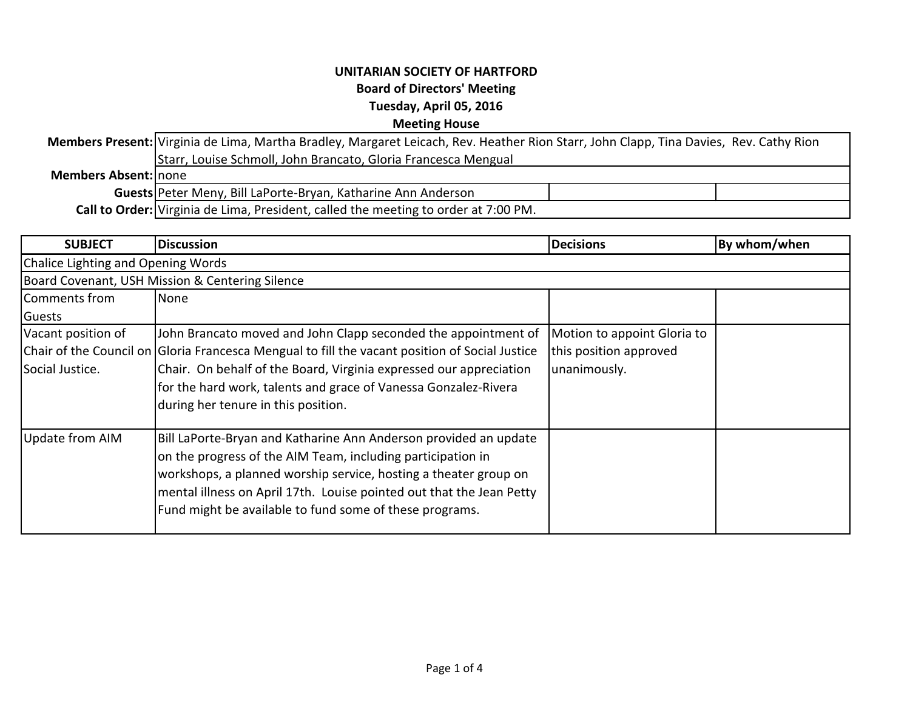**UNITARIAN SOCIETY OF HARTFORD**
**Board of Directors' Meeting**
**Tuesday, April 05, 2016**
**Meeting House**

| | |
|---|---|
| **Members Present:** | Virginia de Lima, Martha Bradley, Margaret Leicach, Rev. Heather Rion Starr, John Clapp, Tina Davies, Rev. Cathy Rion Starr, Louise Schmoll, John Brancato, Gloria Francesca Mengual |
| **Members Absent:** | none |
| **Guests** | Peter Meny, Bill LaPorte-Bryan, Katharine Ann Anderson |
| **Call to Order:** | Virginia de Lima, President, called the meeting to order at 7:00 PM. |

| SUBJECT | Discussion | Decisions | By whom/when |
|---|---|---|---|
| Chalice Lighting and Opening Words | | | |
| Board Covenant, USH Mission & Centering Silence | | | |
| Comments from Guests | None | | |
| Vacant position of Chair of the Council on Social Justice. | John Brancato moved and John Clapp seconded the appointment of Gloria Francesca Mengual to fill the vacant position of Social Justice Chair. On behalf of the Board, Virginia expressed our appreciation for the hard work, talents and grace of Vanessa Gonzalez-Rivera during her tenure in this position. | Motion to appoint Gloria to this position approved unanimously. | |
| Update from AIM | Bill LaPorte-Bryan and Katharine Ann Anderson provided an update on the progress of the AIM Team, including participation in workshops, a planned worship service, hosting a theater group on mental illness on April 17th. Louise pointed out that the Jean Petty Fund might be available to fund some of these programs. | | |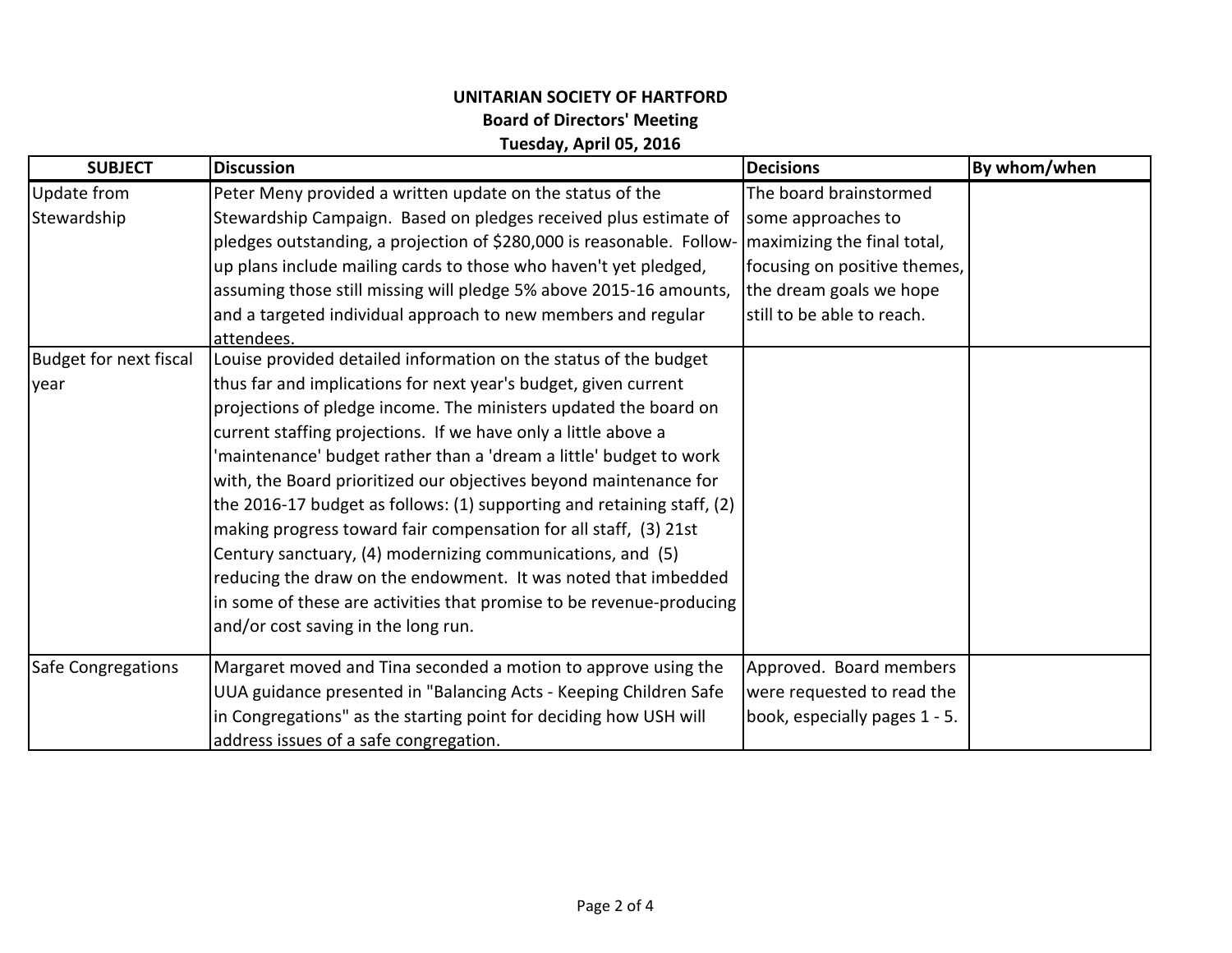**UNITARIAN SOCIETY OF HARTFORD**
**Board of Directors' Meeting**
**Tuesday, April 05, 2016**

| SUBJECT | Discussion | Decisions | By whom/when |
|---|---|---|---|
| Update from Stewardship | Peter Meny provided a written update on the status of the Stewardship Campaign. Based on pledges received plus estimate of pledges outstanding, a projection of $280,000 is reasonable. Follow-up plans include mailing cards to those who haven't yet pledged, assuming those still missing will pledge 5% above 2015-16 amounts, and a targeted individual approach to new members and regular attendees. | The board brainstormed some approaches to maximizing the final total, focusing on positive themes, the dream goals we hope still to be able to reach. | |
| Budget for next fiscal year | Louise provided detailed information on the status of the budget thus far and implications for next year's budget, given current projections of pledge income. The ministers updated the board on current staffing projections. If we have only a little above a 'maintenance' budget rather than a 'dream a little' budget to work with, the Board prioritized our objectives beyond maintenance for the 2016-17 budget as follows: (1) supporting and retaining staff, (2) making progress toward fair compensation for all staff, (3) 21st Century sanctuary, (4) modernizing communications, and (5) reducing the draw on the endowment. It was noted that imbedded in some of these are activities that promise to be revenue-producing and/or cost saving in the long run. | | |
| Safe Congregations | Margaret moved and Tina seconded a motion to approve using the UUA guidance presented in "Balancing Acts - Keeping Children Safe in Congregations" as the starting point for deciding how USH will address issues of a safe congregation. | Approved. Board members were requested to read the book, especially pages 1 - 5. | |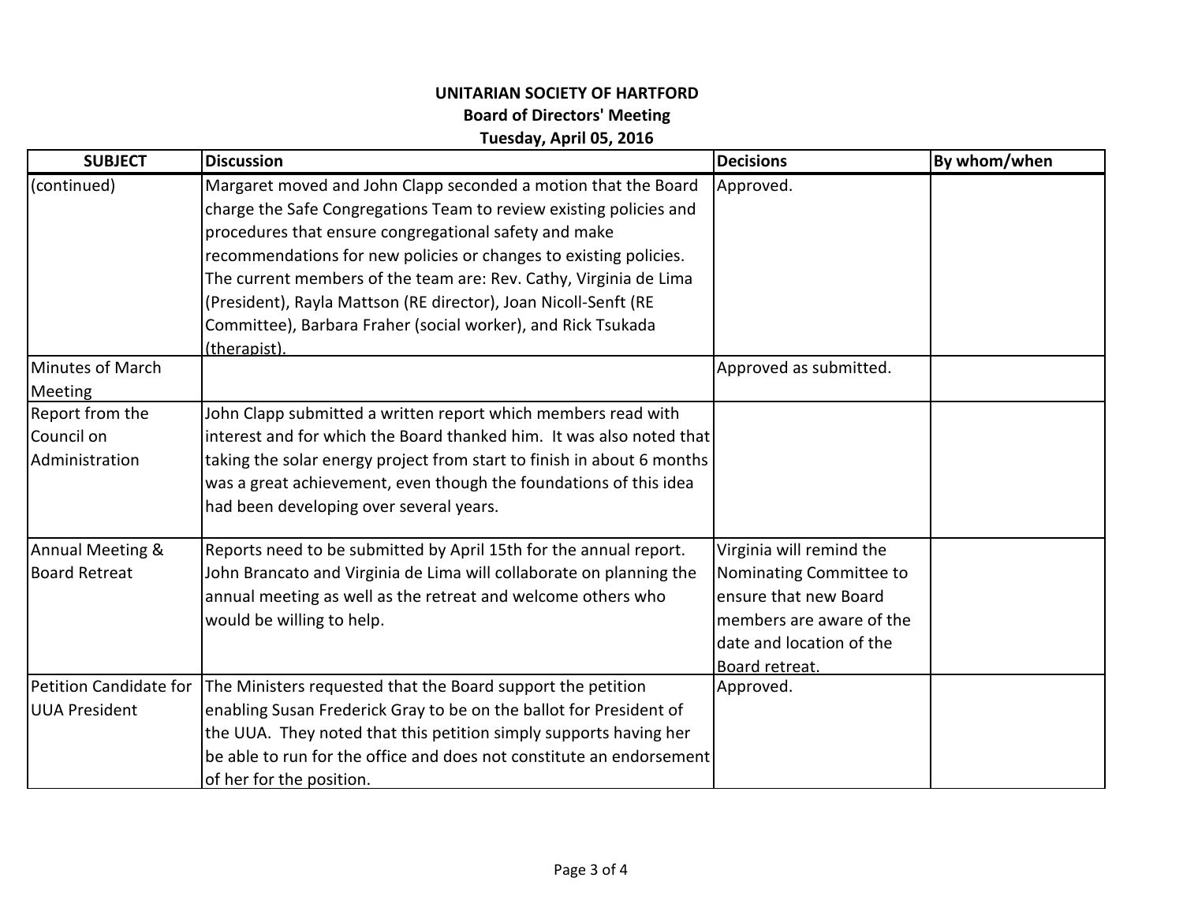**UNITARIAN SOCIETY OF HARTFORD**
**Board of Directors' Meeting**
**Tuesday, April 05, 2016**

| SUBJECT | Discussion | Decisions | By whom/when |
|---|---|---|---|
| (continued) | Margaret moved and John Clapp seconded a motion that the Board charge the Safe Congregations Team to review existing policies and procedures that ensure congregational safety and make recommendations for new policies or changes to existing policies. The current members of the team are: Rev. Cathy, Virginia de Lima (President), Rayla Mattson (RE director), Joan Nicoll-Senft (RE Committee), Barbara Fraher (social worker), and Rick Tsukada (therapist). | Approved. | |
| Minutes of March Meeting | | Approved as submitted. | |
| Report from the Council on Administration | John Clapp submitted a written report which members read with interest and for which the Board thanked him. It was also noted that taking the solar energy project from start to finish in about 6 months was a great achievement, even though the foundations of this idea had been developing over several years. | | |
| Annual Meeting & Board Retreat | Reports need to be submitted by April 15th for the annual report. John Brancato and Virginia de Lima will collaborate on planning the annual meeting as well as the retreat and welcome others who would be willing to help. | Virginia will remind the Nominating Committee to ensure that new Board members are aware of the date and location of the Board retreat. | |
| Petition Candidate for UUA President | The Ministers requested that the Board support the petition enabling Susan Frederick Gray to be on the ballot for President of the UUA. They noted that this petition simply supports having her be able to run for the office and does not constitute an endorsement of her for the position. | Approved. | |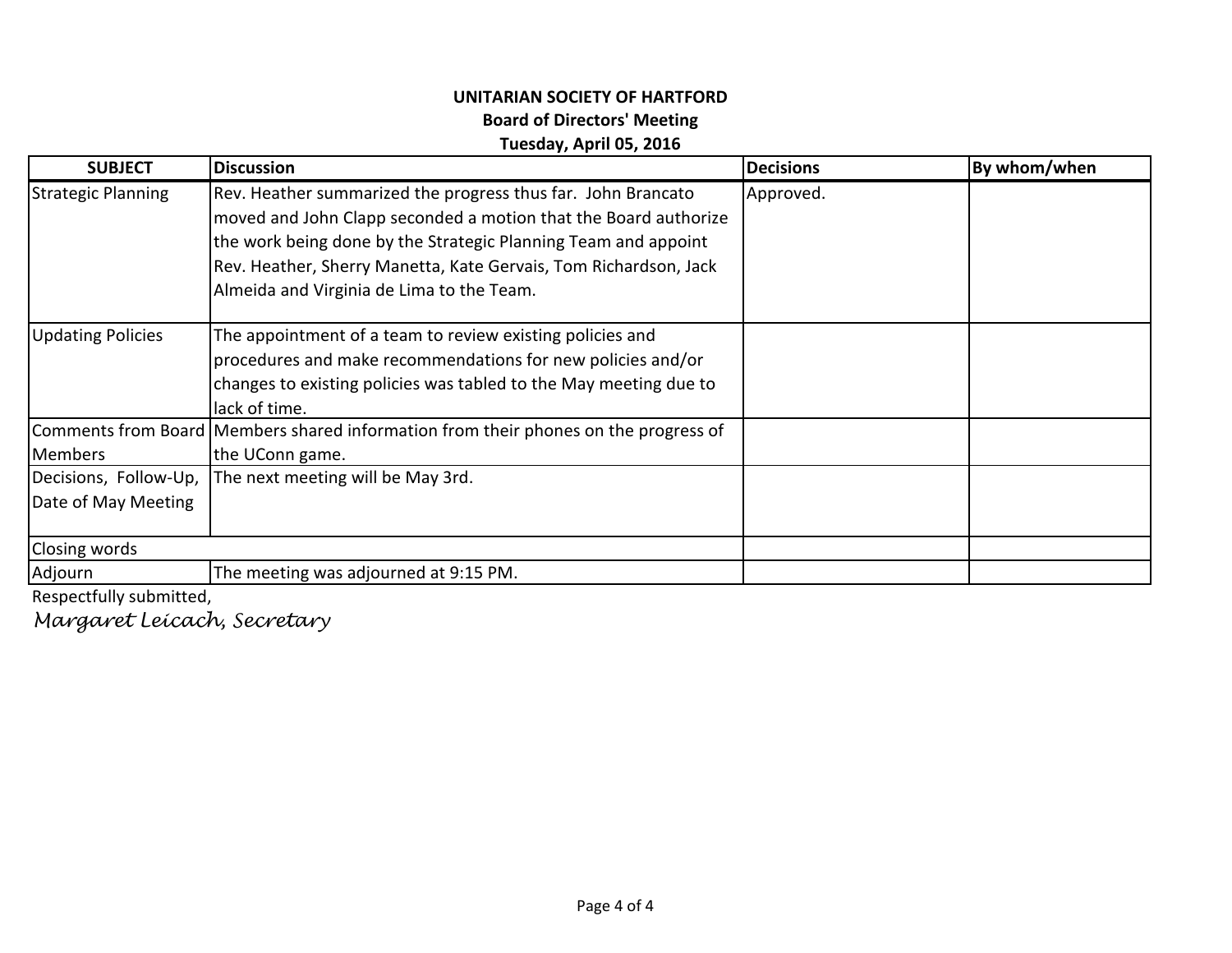**UNITARIAN SOCIETY OF HARTFORD**
**Board of Directors' Meeting**
**Tuesday, April 05, 2016**

| SUBJECT | Discussion | Decisions | By whom/when |
|---|---|---|---|
| Strategic Planning | Rev. Heather summarized the progress thus far. John Brancato moved and John Clapp seconded a motion that the Board authorize the work being done by the Strategic Planning Team and appoint Rev. Heather, Sherry Manetta, Kate Gervais, Tom Richardson, Jack Almeida and Virginia de Lima to the Team. | Approved. | |
| Updating Policies | The appointment of a team to review existing policies and procedures and make recommendations for new policies and/or changes to existing policies was tabled to the May meeting due to lack of time. | | |
| Comments from Board Members | Members shared information from their phones on the progress of the UConn game. | | |
| Decisions, Follow-Up, Date of May Meeting | The next meeting will be May 3rd. | | |
| Closing words | | | |
| Adjourn | The meeting was adjourned at 9:15 PM. | | |

Respectfully submitted,

*Margaret Leicach, Secretary*